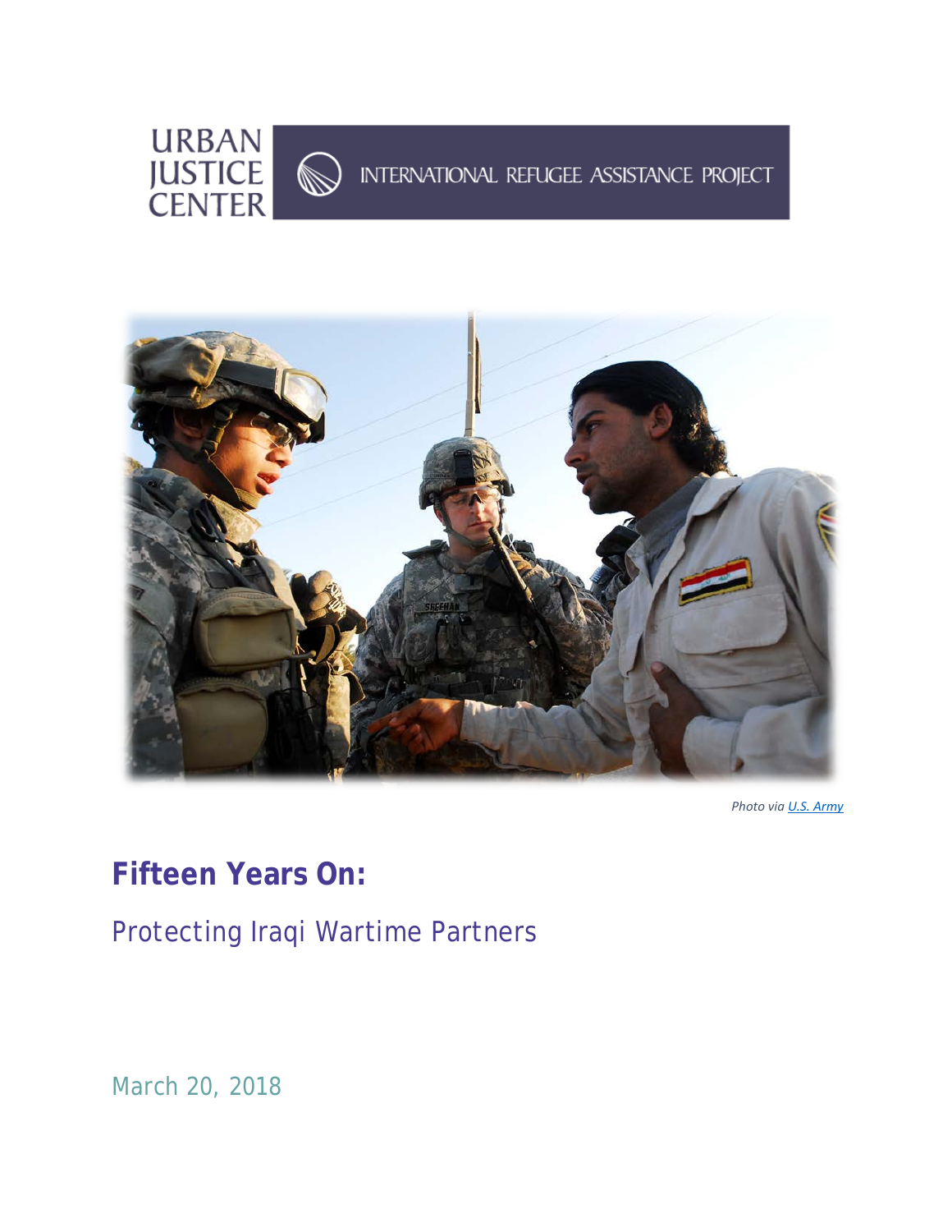URBAN JUSTICE CENTER

INTERNATIONAL REFUGEE ASSISTANCE PROJECT

*Photo via U.S. Army*

# Fifteen Years On:

## Protecting Iraqi Wartime Partners

March 20, 2018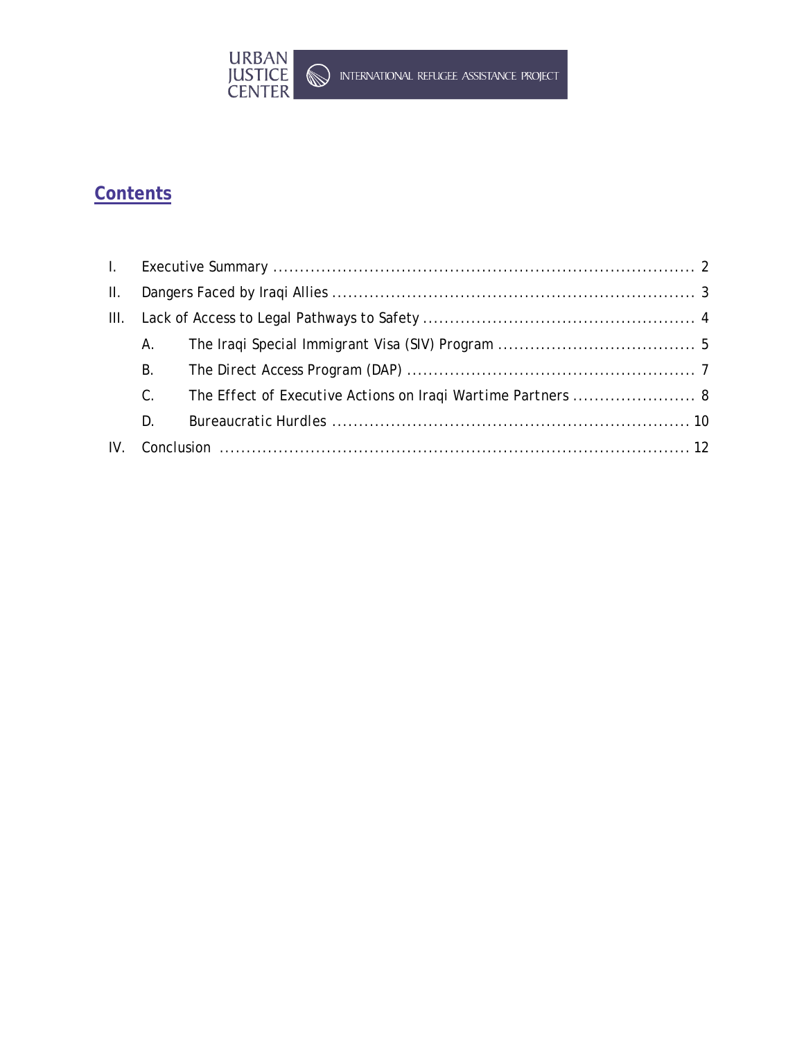URBAN JUSTICE CENTER | INTERNATIONAL REFUGEE ASSISTANCE PROJECT

## Contents

- I. Executive Summary ........ 2
- II. Dangers Faced by Iraqi Allies ........ 3
- III. Lack of Access to Legal Pathways to Safety ........ 4
  - A. The Iraqi Special Immigrant Visa (SIV) Program ........ 5
  - B. The Direct Access Program (DAP) ........ 7
  - C. The Effect of Executive Actions on Iraqi Wartime Partners ........ 8
  - D. Bureaucratic Hurdles ........ 10
- IV. Conclusion ........ 12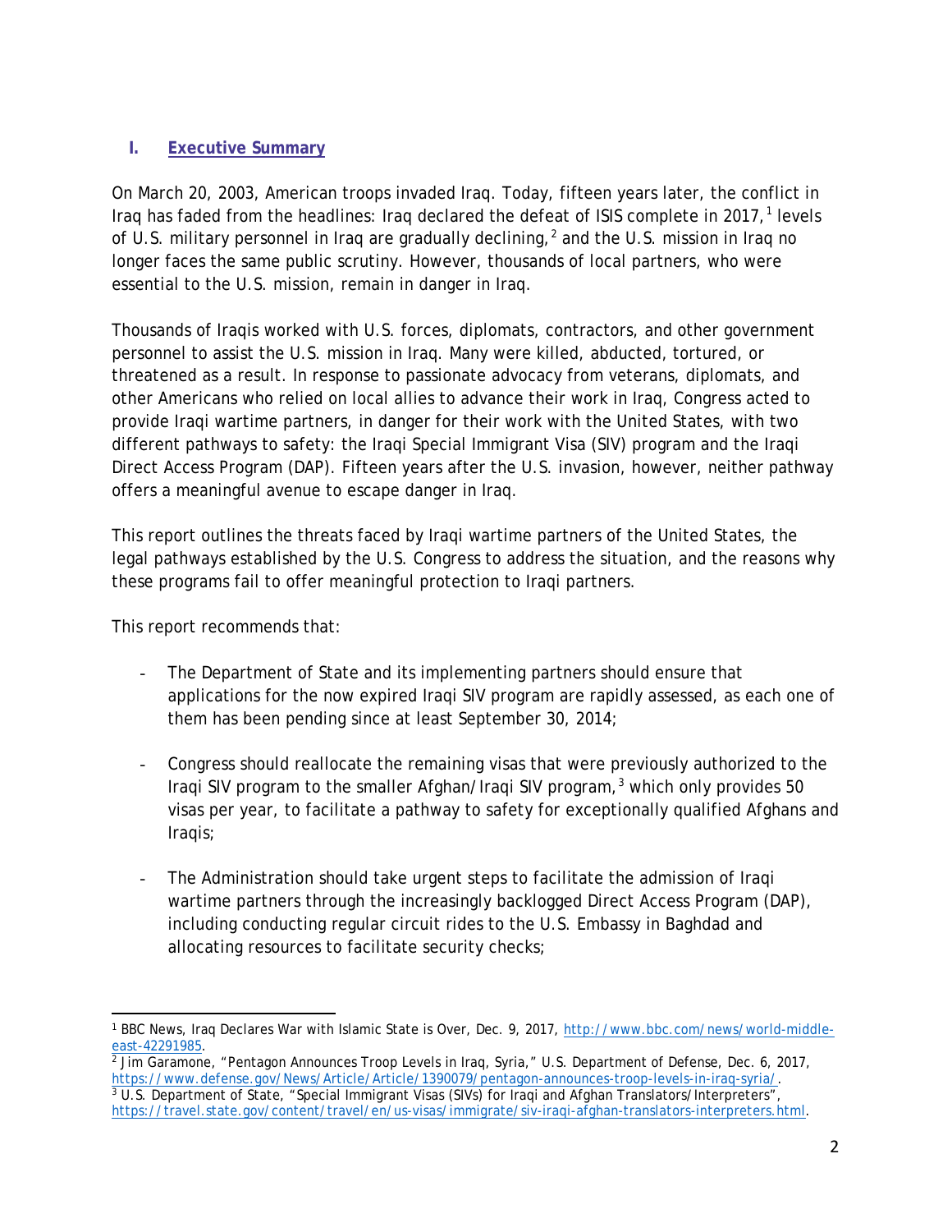## I. Executive Summary

On March 20, 2003, American troops invaded Iraq. Today, fifteen years later, the conflict in Iraq has faded from the headlines: Iraq declared the defeat of ISIS complete in 2017,[1] levels of U.S. military personnel in Iraq are gradually declining,[2] and the U.S. mission in Iraq no longer faces the same public scrutiny. However, thousands of local partners, who were essential to the U.S. mission, remain in danger in Iraq.

Thousands of Iraqis worked with U.S. forces, diplomats, contractors, and other government personnel to assist the U.S. mission in Iraq. Many were killed, abducted, tortured, or threatened as a result. In response to passionate advocacy from veterans, diplomats, and other Americans who relied on local allies to advance their work in Iraq, Congress acted to provide Iraqi wartime partners, in danger for their work with the United States, with two different pathways to safety: the Iraqi Special Immigrant Visa (SIV) program and the Iraqi Direct Access Program (DAP). Fifteen years after the U.S. invasion, however, neither pathway offers a meaningful avenue to escape danger in Iraq.

This report outlines the threats faced by Iraqi wartime partners of the United States, the legal pathways established by the U.S. Congress to address the situation, and the reasons why these programs fail to offer meaningful protection to Iraqi partners.

This report recommends that:

- The Department of State and its implementing partners should ensure that applications for the now expired Iraqi SIV program are rapidly assessed, as each one of them has been pending since at least September 30, 2014;
- Congress should reallocate the remaining visas that were previously authorized to the Iraqi SIV program to the smaller Afghan/Iraqi SIV program,[3] which only provides 50 visas per year, to facilitate a pathway to safety for exceptionally qualified Afghans and Iraqis;
- The Administration should take urgent steps to facilitate the admission of Iraqi wartime partners through the increasingly backlogged Direct Access Program (DAP), including conducting regular circuit rides to the U.S. Embassy in Baghdad and allocating resources to facilitate security checks;

---

[1] BBC News, Iraq Declares War with Islamic State is Over, Dec. 9, 2017, http://www.bbc.com/news/world-middle-east-42291985.

[2] Jim Garamone, "Pentagon Announces Troop Levels in Iraq, Syria," U.S. Department of Defense, Dec. 6, 2017, https://www.defense.gov/News/Article/Article/1390079/pentagon-announces-troop-levels-in-iraq-syria/.

[3] U.S. Department of State, "Special Immigrant Visas (SIVs) for Iraqi and Afghan Translators/Interpreters", https://travel.state.gov/content/travel/en/us-visas/immigrate/siv-iraqi-afghan-translators-interpreters.html.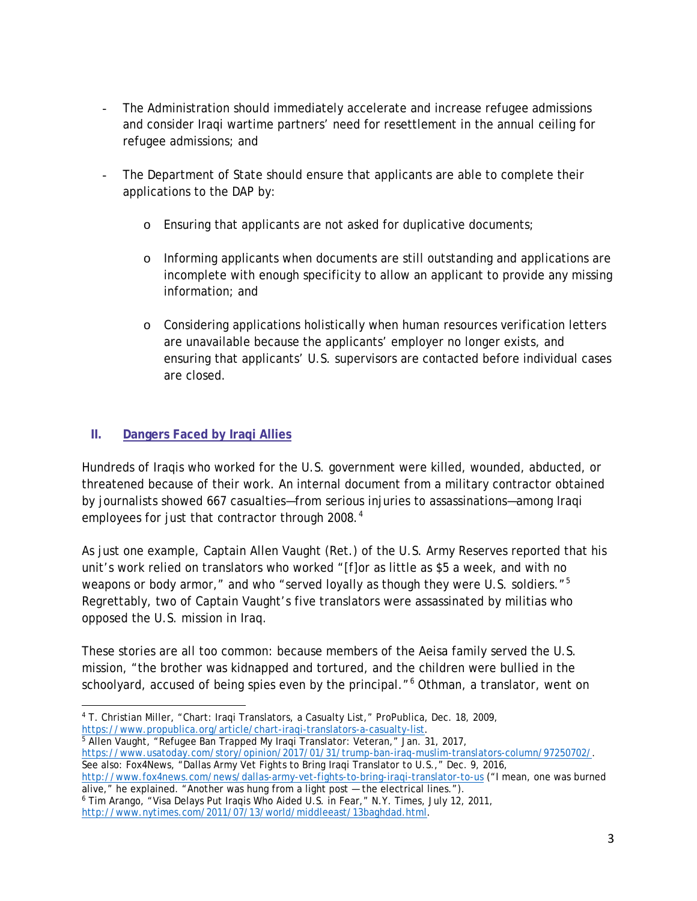- The Administration should immediately accelerate and increase refugee admissions and consider Iraqi wartime partners' need for resettlement in the annual ceiling for refugee admissions; and

- The Department of State should ensure that applicants are able to complete their applications to the DAP by:

  - Ensuring that applicants are not asked for duplicative documents;

  - Informing applicants when documents are still outstanding and applications are incomplete with enough specificity to allow an applicant to provide any missing information; and

  - Considering applications holistically when human resources verification letters are unavailable because the applicants' employer no longer exists, and ensuring that applicants' U.S. supervisors are contacted before individual cases are closed.

## II. Dangers Faced by Iraqi Allies

Hundreds of Iraqis who worked for the U.S. government were killed, wounded, abducted, or threatened because of their work. An internal document from a military contractor obtained by journalists showed 667 casualties—from serious injuries to assassinations—among Iraqi employees for just that contractor through 2008.[4]

As just one example, Captain Allen Vaught (Ret.) of the U.S. Army Reserves reported that his unit's work relied on translators who worked "[f]or as little as $5 a week, and with no weapons or body armor," and who "served loyally as though they were U.S. soldiers."[5] Regrettably, two of Captain Vaught's five translators were assassinated by militias who opposed the U.S. mission in Iraq.

These stories are all too common: because members of the Aeisa family served the U.S. mission, "the brother was kidnapped and tortured, and the children were bullied in the schoolyard, accused of being spies even by the principal."[6] Othman, a translator, went on

---

[4] T. Christian Miller, "Chart: Iraqi Translators, a Casualty List," ProPublica, Dec. 18, 2009, https://www.propublica.org/article/chart-iraqi-translators-a-casualty-list.

[5] Allen Vaught, "Refugee Ban Trapped My Iraqi Translator: Veteran," Jan. 31, 2017, https://www.usatoday.com/story/opinion/2017/01/31/trump-ban-iraq-muslim-translators-column/97250702/. See also: Fox4News, "Dallas Army Vet Fights to Bring Iraqi Translator to U.S.," Dec. 9, 2016, http://www.fox4news.com/news/dallas-army-vet-fights-to-bring-iraqi-translator-to-us ("I mean, one was burned alive," he explained. "Another was hung from a light post — the electrical lines.").

[6] Tim Arango, "Visa Delays Put Iraqis Who Aided U.S. in Fear," N.Y. Times, July 12, 2011, http://www.nytimes.com/2011/07/13/world/middleeast/13baghdad.html.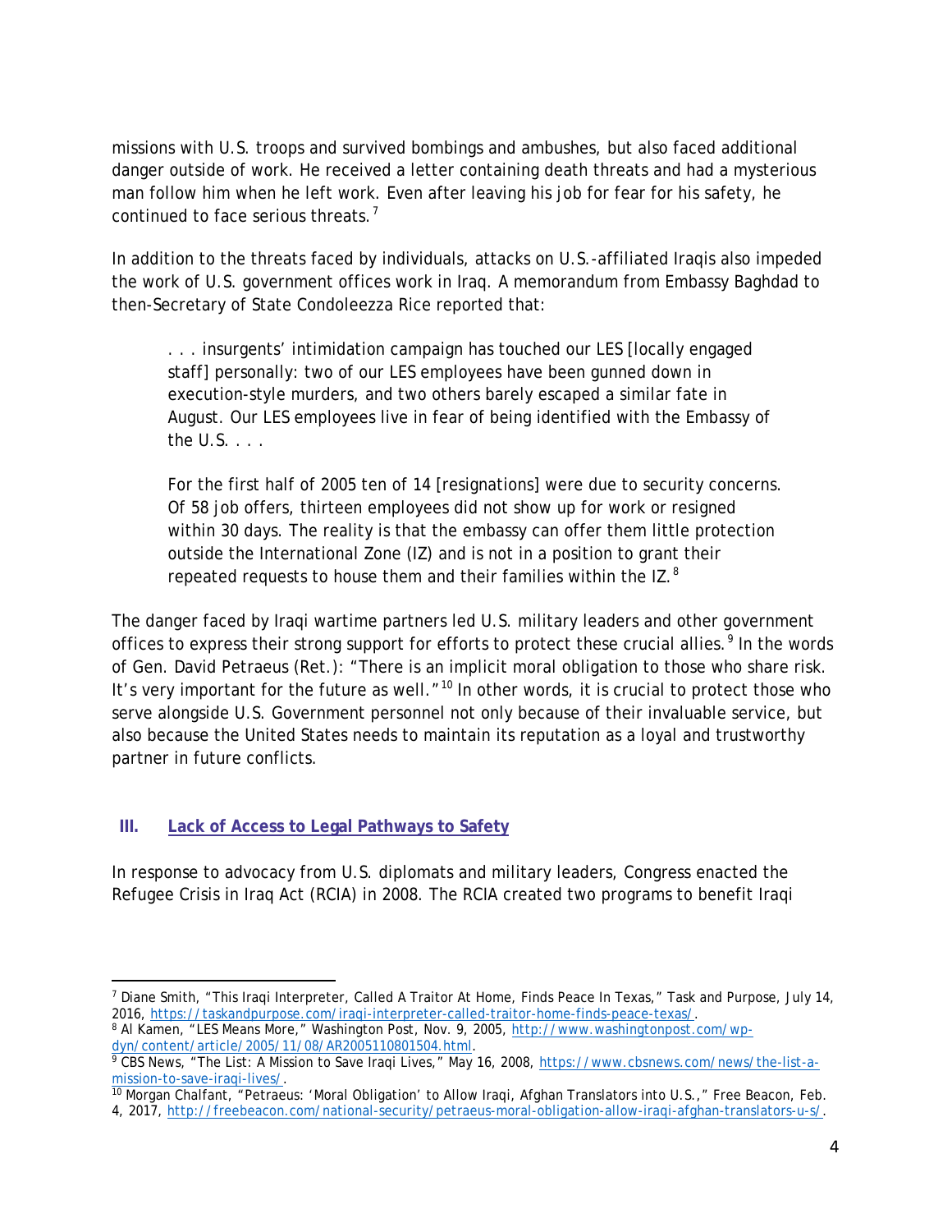missions with U.S. troops and survived bombings and ambushes, but also faced additional danger outside of work. He received a letter containing death threats and had a mysterious man follow him when he left work. Even after leaving his job for fear for his safety, he continued to face serious threats.[7]

In addition to the threats faced by individuals, attacks on U.S.-affiliated Iraqis also impeded the work of U.S. government offices work in Iraq. A memorandum from Embassy Baghdad to then-Secretary of State Condoleezza Rice reported that:

> . . . insurgents' intimidation campaign has touched our LES [locally engaged staff] personally: two of our LES employees have been gunned down in execution-style murders, and two others barely escaped a similar fate in August. Our LES employees live in fear of being identified with the Embassy of the U.S. . . .
>
> For the first half of 2005 ten of 14 [resignations] were due to security concerns. Of 58 job offers, thirteen employees did not show up for work or resigned within 30 days. The reality is that the embassy can offer them little protection outside the International Zone (IZ) and is not in a position to grant their repeated requests to house them and their families within the IZ.[8]

The danger faced by Iraqi wartime partners led U.S. military leaders and other government offices to express their strong support for efforts to protect these crucial allies.[9] In the words of Gen. David Petraeus (Ret.): "There is an implicit moral obligation to those who share risk. It's very important for the future as well."[10] In other words, it is crucial to protect those who serve alongside U.S. Government personnel not only because of their invaluable service, but also because the United States needs to maintain its reputation as a loyal and trustworthy partner in future conflicts.

## III. Lack of Access to Legal Pathways to Safety

In response to advocacy from U.S. diplomats and military leaders, Congress enacted the Refugee Crisis in Iraq Act (RCIA) in 2008. The RCIA created two programs to benefit Iraqi

---

[7] Diane Smith, "This Iraqi Interpreter, Called A Traitor At Home, Finds Peace In Texas," Task and Purpose, July 14, 2016, https://taskandpurpose.com/iraqi-interpreter-called-traitor-home-finds-peace-texas/.

[8] Al Kamen, "LES Means More," Washington Post, Nov. 9, 2005, http://www.washingtonpost.com/wp-dyn/content/article/2005/11/08/AR2005110801504.html.

[9] CBS News, "The List: A Mission to Save Iraqi Lives," May 16, 2008, https://www.cbsnews.com/news/the-list-a-mission-to-save-iraqi-lives/.

[10] Morgan Chalfant, "Petraeus: 'Moral Obligation' to Allow Iraqi, Afghan Translators into U.S.," Free Beacon, Feb. 4, 2017, http://freebeacon.com/national-security/petraeus-moral-obligation-allow-iraqi-afghan-translators-u-s/.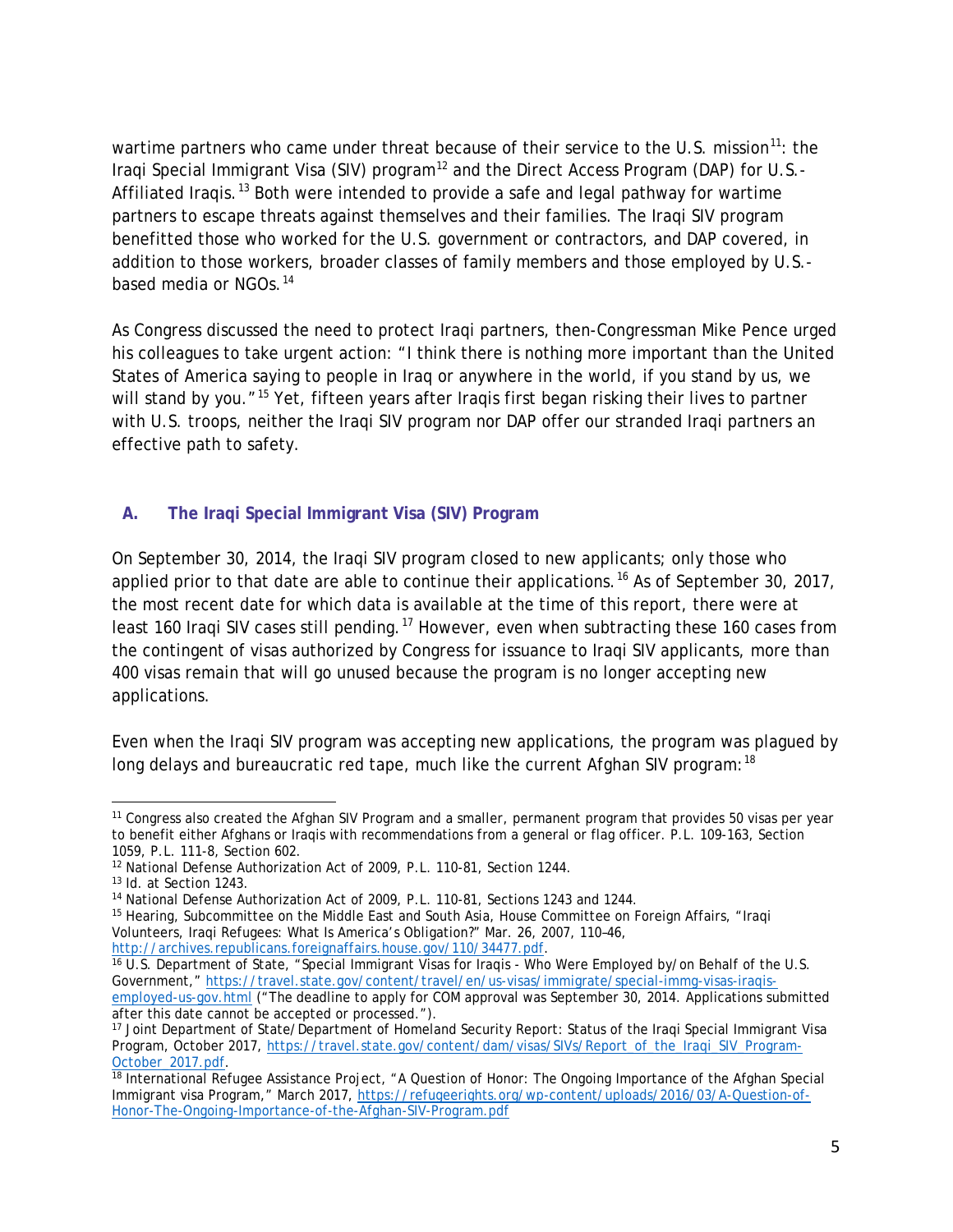wartime partners who came under threat because of their service to the U.S. mission[11]: the Iraqi Special Immigrant Visa (SIV) program[12] and the Direct Access Program (DAP) for U.S.-Affiliated Iraqis.[13] Both were intended to provide a safe and legal pathway for wartime partners to escape threats against themselves and their families. The Iraqi SIV program benefitted those who worked for the U.S. government or contractors, and DAP covered, in addition to those workers, broader classes of family members and those employed by U.S.-based media or NGOs.[14]

As Congress discussed the need to protect Iraqi partners, then-Congressman Mike Pence urged his colleagues to take urgent action: "I think there is nothing more important than the United States of America saying to people in Iraq or anywhere in the world, if you stand by us, we will stand by you."[15] Yet, fifteen years after Iraqis first began risking their lives to partner with U.S. troops, neither the Iraqi SIV program nor DAP offer our stranded Iraqi partners an effective path to safety.

### A. The Iraqi Special Immigrant Visa (SIV) Program

On September 30, 2014, the Iraqi SIV program closed to new applicants; only those who applied prior to that date are able to continue their applications.[16] As of September 30, 2017, the most recent date for which data is available at the time of this report, there were at least 160 Iraqi SIV cases still pending.[17] However, even when subtracting these 160 cases from the contingent of visas authorized by Congress for issuance to Iraqi SIV applicants, more than 400 visas remain that will go unused because the program is no longer accepting new applications.

Even when the Iraqi SIV program was accepting new applications, the program was plagued by long delays and bureaucratic red tape, much like the current Afghan SIV program:[18]

---

[11] Congress also created the Afghan SIV Program and a smaller, permanent program that provides 50 visas per year to benefit either Afghans or Iraqis with recommendations from a general or flag officer. P.L. 109-163, Section 1059, P.L. 111-8, Section 602.

[12] National Defense Authorization Act of 2009, P.L. 110-81, Section 1244.

[13] Id. at Section 1243.

[14] National Defense Authorization Act of 2009, P.L. 110-81, Sections 1243 and 1244.

[15] Hearing, Subcommittee on the Middle East and South Asia, House Committee on Foreign Affairs, "Iraqi Volunteers, Iraqi Refugees: What Is America's Obligation?" Mar. 26, 2007, 110–46, http://archives.republicans.foreignaffairs.house.gov/110/34477.pdf.

[16] U.S. Department of State, "Special Immigrant Visas for Iraqis - Who Were Employed by/on Behalf of the U.S. Government," https://travel.state.gov/content/travel/en/us-visas/immigrate/special-immg-visas-iraqis-employed-us-gov.html ("The deadline to apply for COM approval was September 30, 2014. Applications submitted after this date cannot be accepted or processed.").

[17] Joint Department of State/Department of Homeland Security Report: Status of the Iraqi Special Immigrant Visa Program, October 2017, https://travel.state.gov/content/dam/visas/SIVs/Report_of_the_Iraqi_SIV_Program-October_2017.pdf.

[18] International Refugee Assistance Project, "A Question of Honor: The Ongoing Importance of the Afghan Special Immigrant visa Program," March 2017, https://refugeerights.org/wp-content/uploads/2016/03/A-Question-of-Honor-The-Ongoing-Importance-of-the-Afghan-SIV-Program.pdf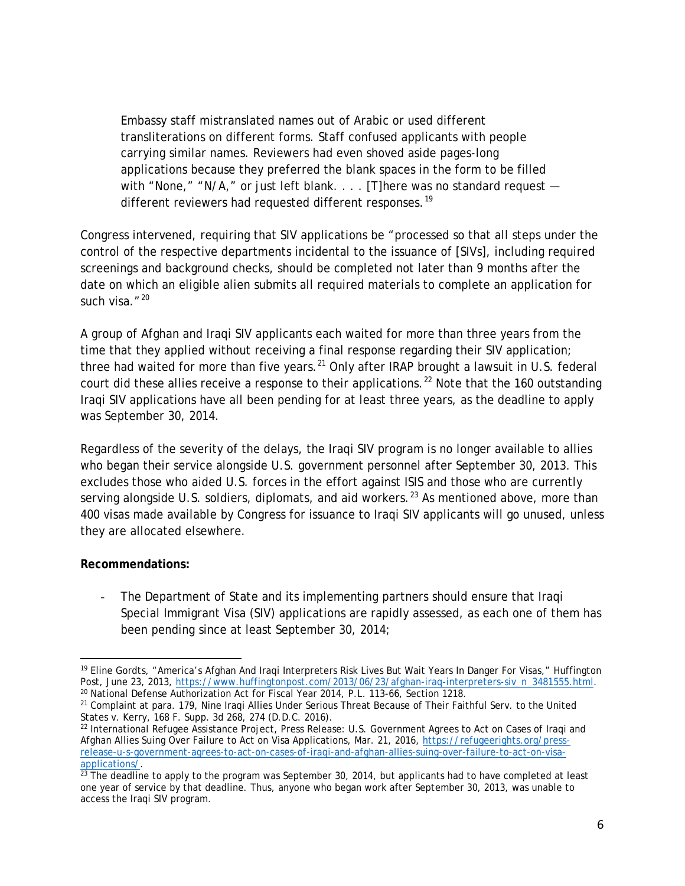> Embassy staff mistranslated names out of Arabic or used different transliterations on different forms. Staff confused applicants with people carrying similar names. Reviewers had even shoved aside pages-long applications because they preferred the blank spaces in the form to be filled with "None," "N/A," or just left blank. . . . [T]here was no standard request — different reviewers had requested different responses.[19]

Congress intervened, requiring that SIV applications be "processed so that all steps under the control of the respective departments incidental to the issuance of [SIVs], including required screenings and background checks, should be completed not later than 9 months after the date on which an eligible alien submits all required materials to complete an application for such visa."[20]

A group of Afghan and Iraqi SIV applicants each waited for more than three years from the time that they applied without receiving a final response regarding their SIV application; three had waited for more than five years.[21] Only after IRAP brought a lawsuit in U.S. federal court did these allies receive a response to their applications.[22] Note that the 160 outstanding Iraqi SIV applications have all been pending for at least three years, as the deadline to apply was September 30, 2014.

Regardless of the severity of the delays, the Iraqi SIV program is no longer available to allies who began their service alongside U.S. government personnel after September 30, 2013. This excludes those who aided U.S. forces in the effort against ISIS and those who are currently serving alongside U.S. soldiers, diplomats, and aid workers.[23] As mentioned above, more than 400 visas made available by Congress for issuance to Iraqi SIV applicants will go unused, unless they are allocated elsewhere.

**Recommendations:**

- The Department of State and its implementing partners should ensure that Iraqi Special Immigrant Visa (SIV) applications are rapidly assessed, as each one of them has been pending since at least September 30, 2014;

---

[19] Eline Gordts, "America's Afghan And Iraqi Interpreters Risk Lives But Wait Years In Danger For Visas," Huffington Post, June 23, 2013, https://www.huffingtonpost.com/2013/06/23/afghan-iraq-interpreters-siv_n_3481555.html.

[20] National Defense Authorization Act for Fiscal Year 2014, P.L. 113-66, Section 1218.

[21] Complaint at para. 179, Nine Iraqi Allies Under Serious Threat Because of Their Faithful Serv. to the United States v. Kerry, 168 F. Supp. 3d 268, 274 (D.D.C. 2016).

[22] International Refugee Assistance Project, Press Release: U.S. Government Agrees to Act on Cases of Iraqi and Afghan Allies Suing Over Failure to Act on Visa Applications, Mar. 21, 2016, https://refugeerights.org/press-release-u-s-government-agrees-to-act-on-cases-of-iraqi-and-afghan-allies-suing-over-failure-to-act-on-visa-applications/.

[23] The deadline to apply to the program was September 30, 2014, but applicants had to have completed at least one year of service by that deadline. Thus, anyone who began work after September 30, 2013, was unable to access the Iraqi SIV program.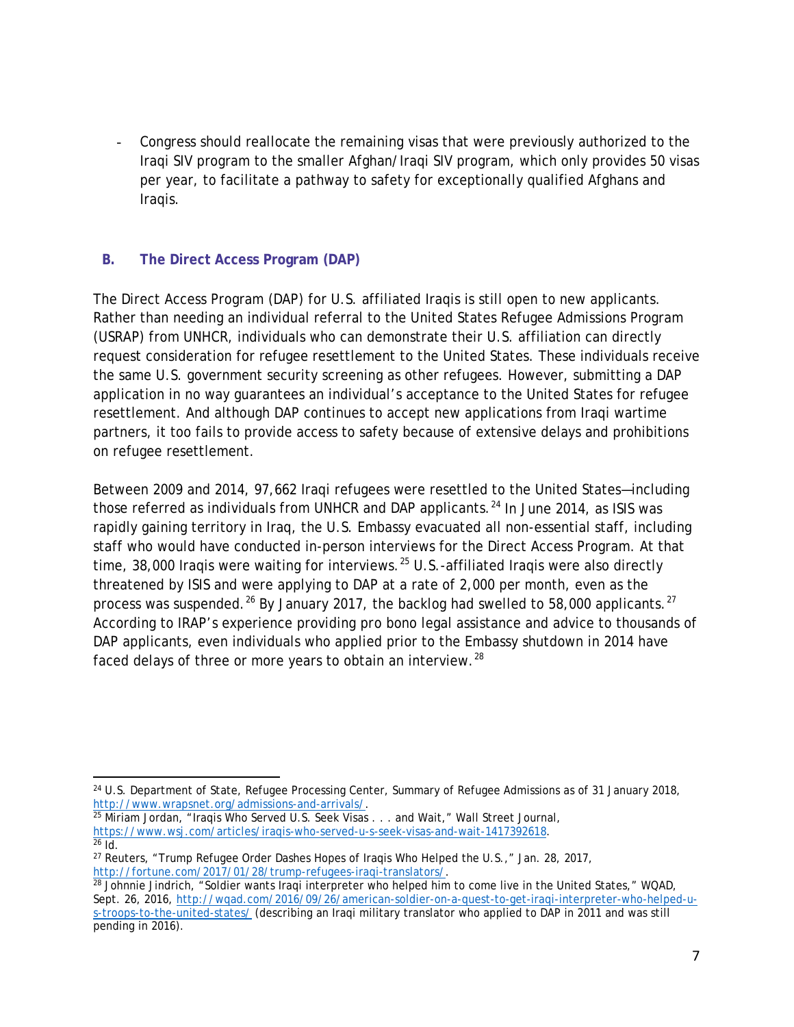- Congress should reallocate the remaining visas that were previously authorized to the Iraqi SIV program to the smaller Afghan/Iraqi SIV program, which only provides 50 visas per year, to facilitate a pathway to safety for exceptionally qualified Afghans and Iraqis.

### B. The Direct Access Program (DAP)

The Direct Access Program (DAP) for U.S. affiliated Iraqis is still open to new applicants. Rather than needing an individual referral to the United States Refugee Admissions Program (USRAP) from UNHCR, individuals who can demonstrate their U.S. affiliation can directly request consideration for refugee resettlement to the United States. These individuals receive the same U.S. government security screening as other refugees. However, submitting a DAP application in no way guarantees an individual's acceptance to the United States for refugee resettlement. And although DAP continues to accept new applications from Iraqi wartime partners, it too fails to provide access to safety because of extensive delays and prohibitions on refugee resettlement.

Between 2009 and 2014, 97,662 Iraqi refugees were resettled to the United States—including those referred as individuals from UNHCR and DAP applicants.[24] In June 2014, as ISIS was rapidly gaining territory in Iraq, the U.S. Embassy evacuated all non-essential staff, including staff who would have conducted in-person interviews for the Direct Access Program. At that time, 38,000 Iraqis were waiting for interviews.[25] U.S.-affiliated Iraqis were also directly threatened by ISIS and were applying to DAP at a rate of 2,000 per month, even as the process was suspended.[26] By January 2017, the backlog had swelled to 58,000 applicants.[27] According to IRAP's experience providing pro bono legal assistance and advice to thousands of DAP applicants, even individuals who applied prior to the Embassy shutdown in 2014 have faced delays of three or more years to obtain an interview.[28]

---

[24] U.S. Department of State, Refugee Processing Center, Summary of Refugee Admissions as of 31 January 2018, http://www.wrapsnet.org/admissions-and-arrivals/.

[25] Miriam Jordan, "Iraqis Who Served U.S. Seek Visas . . . and Wait," Wall Street Journal, https://www.wsj.com/articles/iraqis-who-served-u-s-seek-visas-and-wait-1417392618.

[26] Id.

[27] Reuters, "Trump Refugee Order Dashes Hopes of Iraqis Who Helped the U.S.," Jan. 28, 2017, http://fortune.com/2017/01/28/trump-refugees-iraqi-translators/.

[28] Johnnie Jindrich, "Soldier wants Iraqi interpreter who helped him to come live in the United States," WQAD, Sept. 26, 2016, http://wqad.com/2016/09/26/american-soldier-on-a-quest-to-get-iraqi-interpreter-who-helped-u-s-troops-to-the-united-states/ (describing an Iraqi military translator who applied to DAP in 2011 and was still pending in 2016).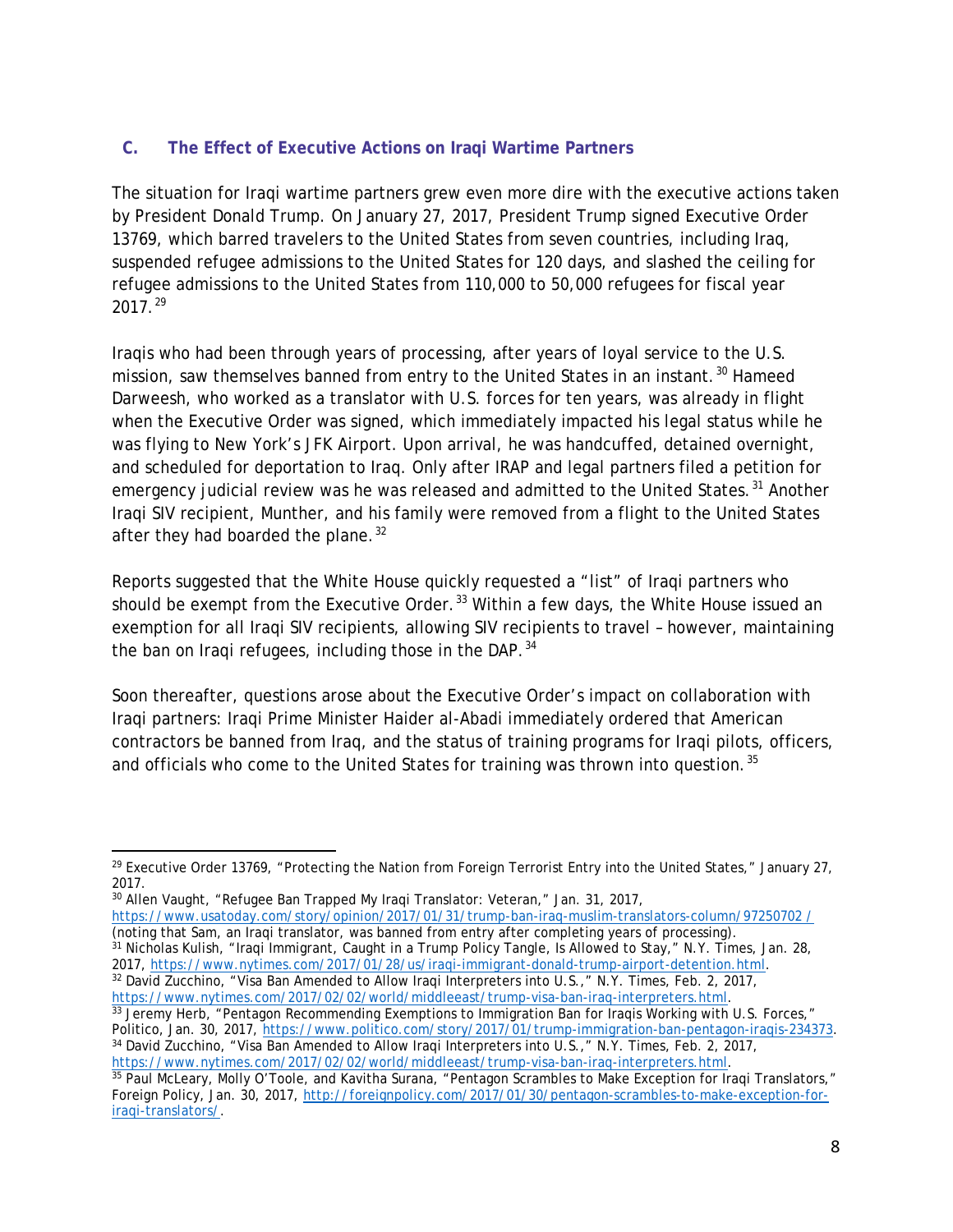### C. The Effect of Executive Actions on Iraqi Wartime Partners

The situation for Iraqi wartime partners grew even more dire with the executive actions taken by President Donald Trump. On January 27, 2017, President Trump signed Executive Order 13769, which barred travelers to the United States from seven countries, including Iraq, suspended refugee admissions to the United States for 120 days, and slashed the ceiling for refugee admissions to the United States from 110,000 to 50,000 refugees for fiscal year 2017.[29]

Iraqis who had been through years of processing, after years of loyal service to the U.S. mission, saw themselves banned from entry to the United States in an instant.[30] Hameed Darweesh, who worked as a translator with U.S. forces for ten years, was already in flight when the Executive Order was signed, which immediately impacted his legal status while he was flying to New York's JFK Airport. Upon arrival, he was handcuffed, detained overnight, and scheduled for deportation to Iraq. Only after IRAP and legal partners filed a petition for emergency judicial review was he was released and admitted to the United States.[31] Another Iraqi SIV recipient, Munther, and his family were removed from a flight to the United States after they had boarded the plane.[32]

Reports suggested that the White House quickly requested a "list" of Iraqi partners who should be exempt from the Executive Order.[33] Within a few days, the White House issued an exemption for all Iraqi SIV recipients, allowing SIV recipients to travel – however, maintaining the ban on Iraqi refugees, including those in the DAP.[34]

Soon thereafter, questions arose about the Executive Order's impact on collaboration with Iraqi partners: Iraqi Prime Minister Haider al-Abadi immediately ordered that American contractors be banned from Iraq, and the status of training programs for Iraqi pilots, officers, and officials who come to the United States for training was thrown into question.[35]

---

[29] Executive Order 13769, "Protecting the Nation from Foreign Terrorist Entry into the United States," January 27, 2017.

[30] Allen Vaught, "Refugee Ban Trapped My Iraqi Translator: Veteran," Jan. 31, 2017, https://www.usatoday.com/story/opinion/2017/01/31/trump-ban-iraq-muslim-translators-column/97250702/ (noting that Sam, an Iraqi translator, was banned from entry after completing years of processing).

[31] Nicholas Kulish, "Iraqi Immigrant, Caught in a Trump Policy Tangle, Is Allowed to Stay," N.Y. Times, Jan. 28, 2017, https://www.nytimes.com/2017/01/28/us/iraqi-immigrant-donald-trump-airport-detention.html.

[32] David Zucchino, "Visa Ban Amended to Allow Iraqi Interpreters into U.S.," N.Y. Times, Feb. 2, 2017, https://www.nytimes.com/2017/02/02/world/middleeast/trump-visa-ban-iraq-interpreters.html.

[33] Jeremy Herb, "Pentagon Recommending Exemptions to Immigration Ban for Iraqis Working with U.S. Forces," Politico, Jan. 30, 2017, https://www.politico.com/story/2017/01/trump-immigration-ban-pentagon-iraqis-234373.

[34] David Zucchino, "Visa Ban Amended to Allow Iraqi Interpreters into U.S.," N.Y. Times, Feb. 2, 2017, https://www.nytimes.com/2017/02/02/world/middleeast/trump-visa-ban-iraq-interpreters.html.

[35] Paul McLeary, Molly O'Toole, and Kavitha Surana, "Pentagon Scrambles to Make Exception for Iraqi Translators," Foreign Policy, Jan. 30, 2017, http://foreignpolicy.com/2017/01/30/pentagon-scrambles-to-make-exception-for-iraqi-translators/.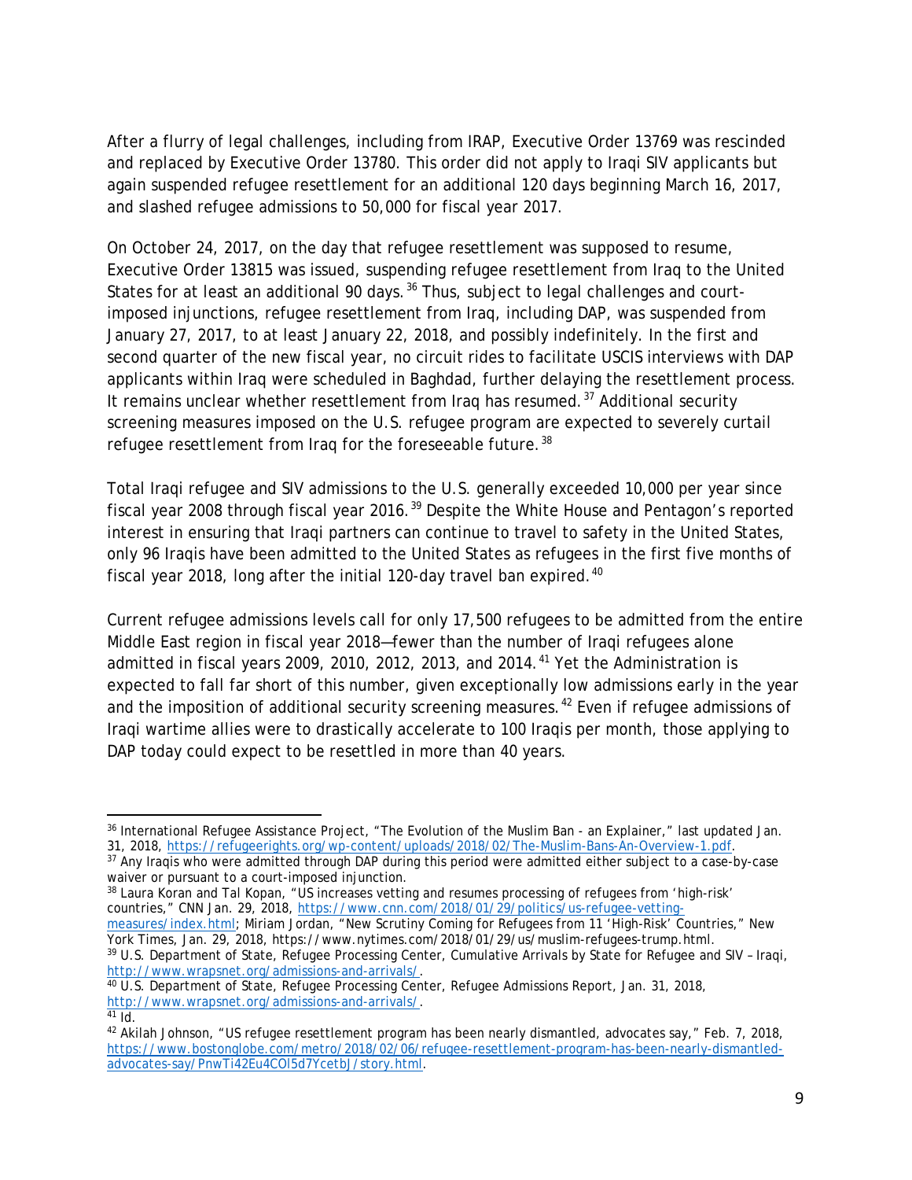After a flurry of legal challenges, including from IRAP, Executive Order 13769 was rescinded and replaced by Executive Order 13780. This order did not apply to Iraqi SIV applicants but again suspended refugee resettlement for an additional 120 days beginning March 16, 2017, and slashed refugee admissions to 50,000 for fiscal year 2017.

On October 24, 2017, on the day that refugee resettlement was supposed to resume, Executive Order 13815 was issued, suspending refugee resettlement from Iraq to the United States for at least an additional 90 days.[36] Thus, subject to legal challenges and court-imposed injunctions, refugee resettlement from Iraq, including DAP, was suspended from January 27, 2017, to at least January 22, 2018, and possibly indefinitely. In the first and second quarter of the new fiscal year, no circuit rides to facilitate USCIS interviews with DAP applicants within Iraq were scheduled in Baghdad, further delaying the resettlement process. It remains unclear whether resettlement from Iraq has resumed.[37] Additional security screening measures imposed on the U.S. refugee program are expected to severely curtail refugee resettlement from Iraq for the foreseeable future.[38]

Total Iraqi refugee and SIV admissions to the U.S. generally exceeded 10,000 per year since fiscal year 2008 through fiscal year 2016.[39] Despite the White House and Pentagon's reported interest in ensuring that Iraqi partners can continue to travel to safety in the United States, only 96 Iraqis have been admitted to the United States as refugees in the first five months of fiscal year 2018, long after the initial 120-day travel ban expired.[40]

Current refugee admissions levels call for only 17,500 refugees to be admitted from the entire Middle East region in fiscal year 2018—fewer than the number of Iraqi refugees alone admitted in fiscal years 2009, 2010, 2012, 2013, and 2014.[41] Yet the Administration is expected to fall far short of this number, given exceptionally low admissions early in the year and the imposition of additional security screening measures.[42] Even if refugee admissions of Iraqi wartime allies were to drastically accelerate to 100 Iraqis per month, those applying to DAP today could expect to be resettled in more than 40 years.

---

[36] International Refugee Assistance Project, "The Evolution of the Muslim Ban - an Explainer," last updated Jan. 31, 2018, https://refugeerights.org/wp-content/uploads/2018/02/The-Muslim-Bans-An-Overview-1.pdf.

[37] Any Iraqis who were admitted through DAP during this period were admitted either subject to a case-by-case waiver or pursuant to a court-imposed injunction.

[38] Laura Koran and Tal Kopan, "US increases vetting and resumes processing of refugees from 'high-risk' countries," CNN Jan. 29, 2018, https://www.cnn.com/2018/01/29/politics/us-refugee-vetting-measures/index.html; Miriam Jordan, "New Scrutiny Coming for Refugees from 11 'High-Risk' Countries," New York Times, Jan. 29, 2018, https://www.nytimes.com/2018/01/29/us/muslim-refugees-trump.html.

[39] U.S. Department of State, Refugee Processing Center, Cumulative Arrivals by State for Refugee and SIV – Iraqi, http://www.wrapsnet.org/admissions-and-arrivals/.

[40] U.S. Department of State, Refugee Processing Center, Refugee Admissions Report, Jan. 31, 2018, http://www.wrapsnet.org/admissions-and-arrivals/.

[41] Id.

[42] Akilah Johnson, "US refugee resettlement program has been nearly dismantled, advocates say," Feb. 7, 2018, https://www.bostonglobe.com/metro/2018/02/06/refugee-resettlement-program-has-been-nearly-dismantled-advocates-say/PnwTi42Eu4COl5d7YcetbJ/story.html.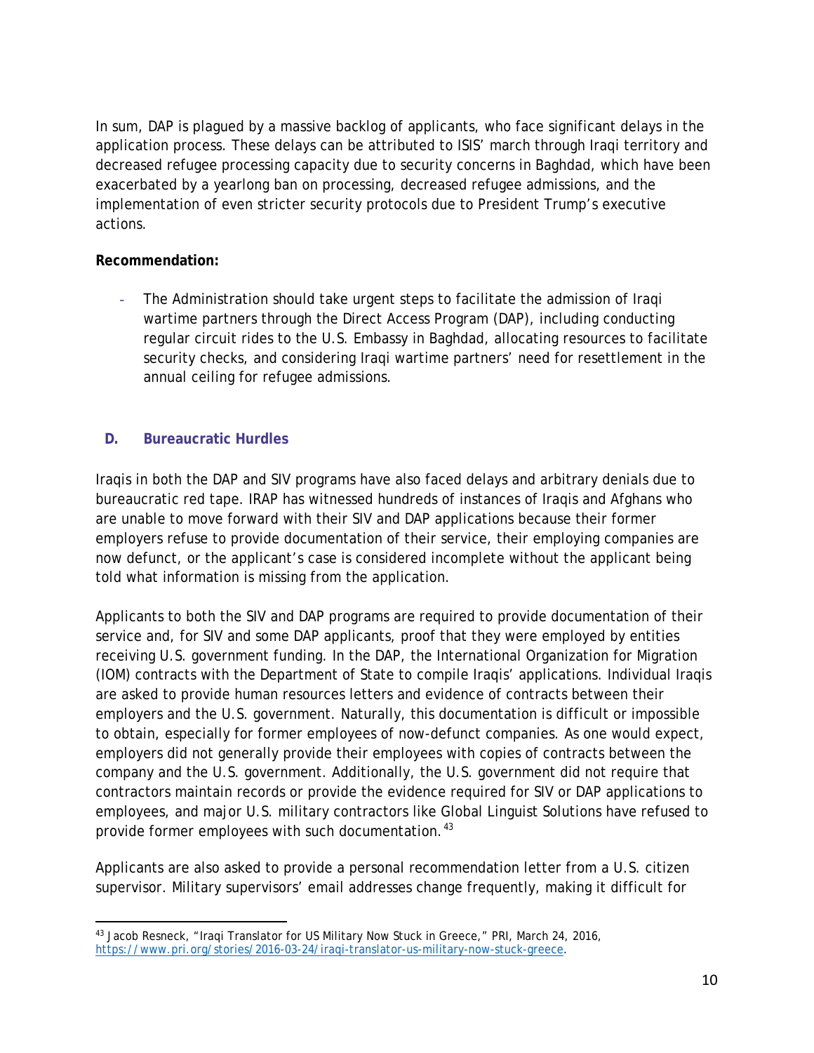In sum, DAP is plagued by a massive backlog of applicants, who face significant delays in the application process. These delays can be attributed to ISIS' march through Iraqi territory and decreased refugee processing capacity due to security concerns in Baghdad, which have been exacerbated by a yearlong ban on processing, decreased refugee admissions, and the implementation of even stricter security protocols due to President Trump's executive actions.

**Recommendation:**

- The Administration should take urgent steps to facilitate the admission of Iraqi wartime partners through the Direct Access Program (DAP), including conducting regular circuit rides to the U.S. Embassy in Baghdad, allocating resources to facilitate security checks, and considering Iraqi wartime partners' need for resettlement in the annual ceiling for refugee admissions.

### D. Bureaucratic Hurdles

Iraqis in both the DAP and SIV programs have also faced delays and arbitrary denials due to bureaucratic red tape. IRAP has witnessed hundreds of instances of Iraqis and Afghans who are unable to move forward with their SIV and DAP applications because their former employers refuse to provide documentation of their service, their employing companies are now defunct, or the applicant's case is considered incomplete without the applicant being told what information is missing from the application.

Applicants to both the SIV and DAP programs are required to provide documentation of their service and, for SIV and some DAP applicants, proof that they were employed by entities receiving U.S. government funding. In the DAP, the International Organization for Migration (IOM) contracts with the Department of State to compile Iraqis' applications. Individual Iraqis are asked to provide human resources letters and evidence of contracts between their employers and the U.S. government. Naturally, this documentation is difficult or impossible to obtain, especially for former employees of now-defunct companies. As one would expect, employers did not generally provide their employees with copies of contracts between the company and the U.S. government. Additionally, the U.S. government did not require that contractors maintain records or provide the evidence required for SIV or DAP applications to employees, and major U.S. military contractors like Global Linguist Solutions have refused to provide former employees with such documentation.[43]

Applicants are also asked to provide a personal recommendation letter from a U.S. citizen supervisor. Military supervisors' email addresses change frequently, making it difficult for

---

[43] Jacob Resneck, "Iraqi Translator for US Military Now Stuck in Greece," PRI, March 24, 2016, https://www.pri.org/stories/2016-03-24/iraqi-translator-us-military-now-stuck-greece.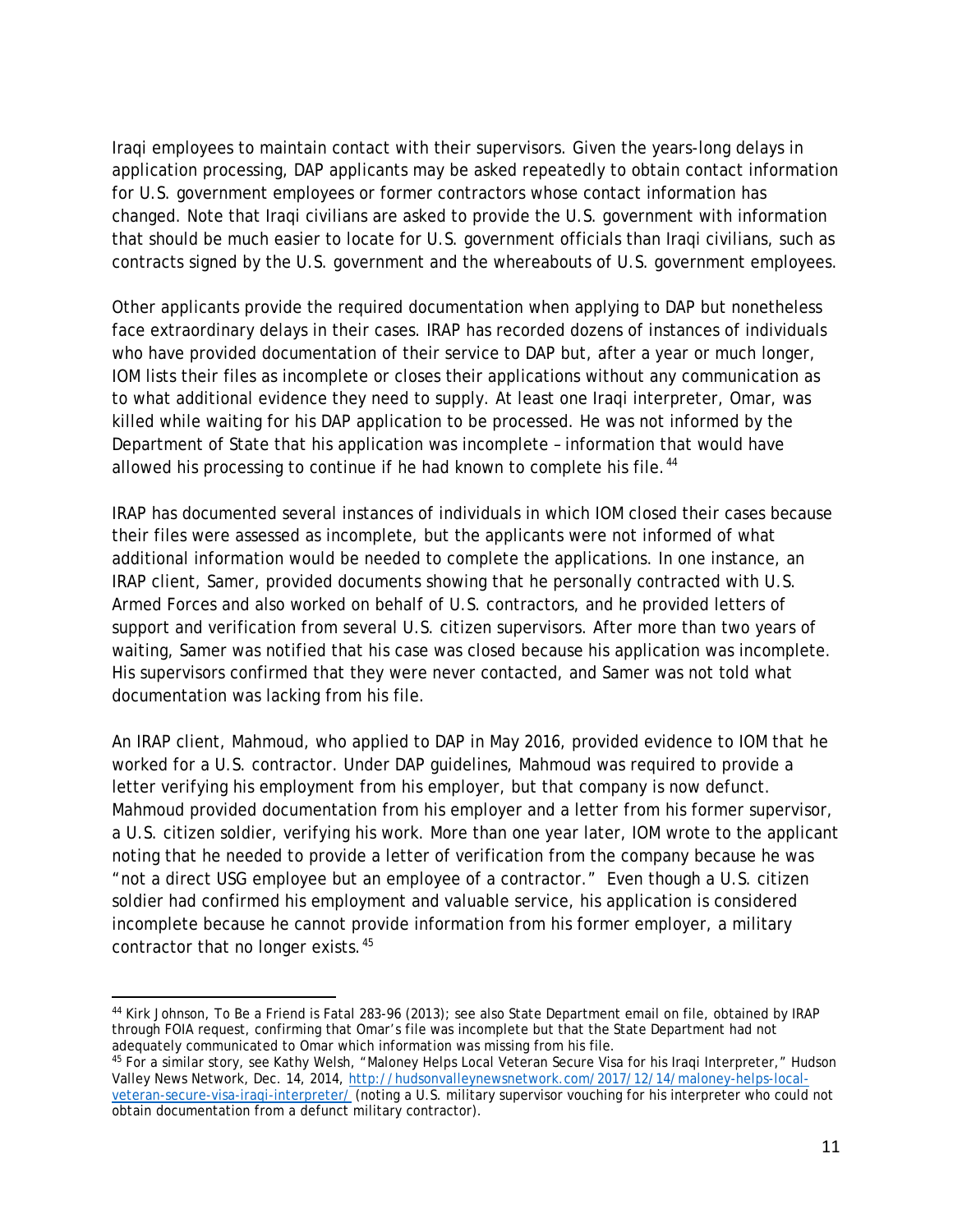Iraqi employees to maintain contact with their supervisors. Given the years-long delays in application processing, DAP applicants may be asked repeatedly to obtain contact information for U.S. government employees or former contractors whose contact information has changed. Note that Iraqi civilians are asked to provide the U.S. government with information that should be much easier to locate for U.S. government officials than Iraqi civilians, such as contracts signed by the U.S. government and the whereabouts of U.S. government employees.

Other applicants provide the required documentation when applying to DAP but nonetheless face extraordinary delays in their cases. IRAP has recorded dozens of instances of individuals who have provided documentation of their service to DAP but, after a year or much longer, IOM lists their files as incomplete or closes their applications without any communication as to what additional evidence they need to supply. At least one Iraqi interpreter, Omar, was killed while waiting for his DAP application to be processed. He was not informed by the Department of State that his application was incomplete – information that would have allowed his processing to continue if he had known to complete his file.[44]

IRAP has documented several instances of individuals in which IOM closed their cases because their files were assessed as incomplete, but the applicants were not informed of what additional information would be needed to complete the applications. In one instance, an IRAP client, Samer, provided documents showing that he personally contracted with U.S. Armed Forces and also worked on behalf of U.S. contractors, and he provided letters of support and verification from several U.S. citizen supervisors. After more than two years of waiting, Samer was notified that his case was closed because his application was incomplete. His supervisors confirmed that they were never contacted, and Samer was not told what documentation was lacking from his file.

An IRAP client, Mahmoud, who applied to DAP in May 2016, provided evidence to IOM that he worked for a U.S. contractor. Under DAP guidelines, Mahmoud was required to provide a letter verifying his employment from his employer, but that company is now defunct. Mahmoud provided documentation from his employer and a letter from his former supervisor, a U.S. citizen soldier, verifying his work. More than one year later, IOM wrote to the applicant noting that he needed to provide a letter of verification from the company because he was "not a direct USG employee but an employee of a contractor." Even though a U.S. citizen soldier had confirmed his employment and valuable service, his application is considered incomplete because he cannot provide information from his former employer, a military contractor that no longer exists.[45]

---

[44] Kirk Johnson, To Be a Friend is Fatal 283-96 (2013); see also State Department email on file, obtained by IRAP through FOIA request, confirming that Omar's file was incomplete but that the State Department had not adequately communicated to Omar which information was missing from his file.

[45] For a similar story, see Kathy Welsh, "Maloney Helps Local Veteran Secure Visa for his Iraqi Interpreter," Hudson Valley News Network, Dec. 14, 2014, http://hudsonvalleynewsnetwork.com/2017/12/14/maloney-helps-local-veteran-secure-visa-iraqi-interpreter/ (noting a U.S. military supervisor vouching for his interpreter who could not obtain documentation from a defunct military contractor).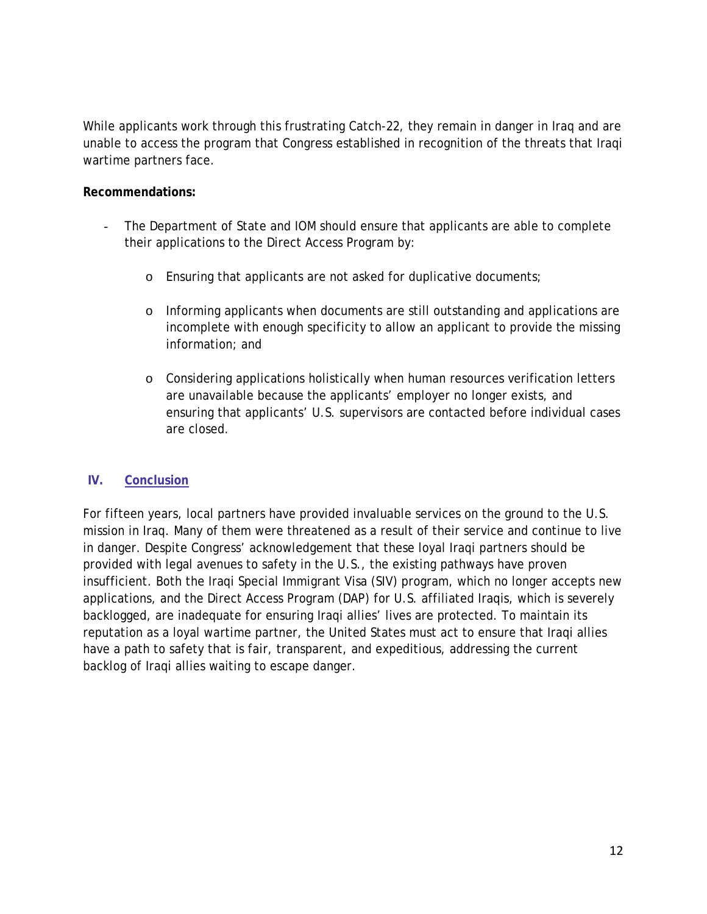While applicants work through this frustrating Catch-22, they remain in danger in Iraq and are unable to access the program that Congress established in recognition of the threats that Iraqi wartime partners face.

**Recommendations:**

- The Department of State and IOM should ensure that applicants are able to complete their applications to the Direct Access Program by:
  - Ensuring that applicants are not asked for duplicative documents;
  - Informing applicants when documents are still outstanding and applications are incomplete with enough specificity to allow an applicant to provide the missing information; and
  - Considering applications holistically when human resources verification letters are unavailable because the applicants' employer no longer exists, and ensuring that applicants' U.S. supervisors are contacted before individual cases are closed.

## IV. Conclusion

For fifteen years, local partners have provided invaluable services on the ground to the U.S. mission in Iraq. Many of them were threatened as a result of their service and continue to live in danger. Despite Congress' acknowledgement that these loyal Iraqi partners should be provided with legal avenues to safety in the U.S., the existing pathways have proven insufficient. Both the Iraqi Special Immigrant Visa (SIV) program, which no longer accepts new applications, and the Direct Access Program (DAP) for U.S. affiliated Iraqis, which is severely backlogged, are inadequate for ensuring Iraqi allies' lives are protected. To maintain its reputation as a loyal wartime partner, the United States must act to ensure that Iraqi allies have a path to safety that is fair, transparent, and expeditious, addressing the current backlog of Iraqi allies waiting to escape danger.